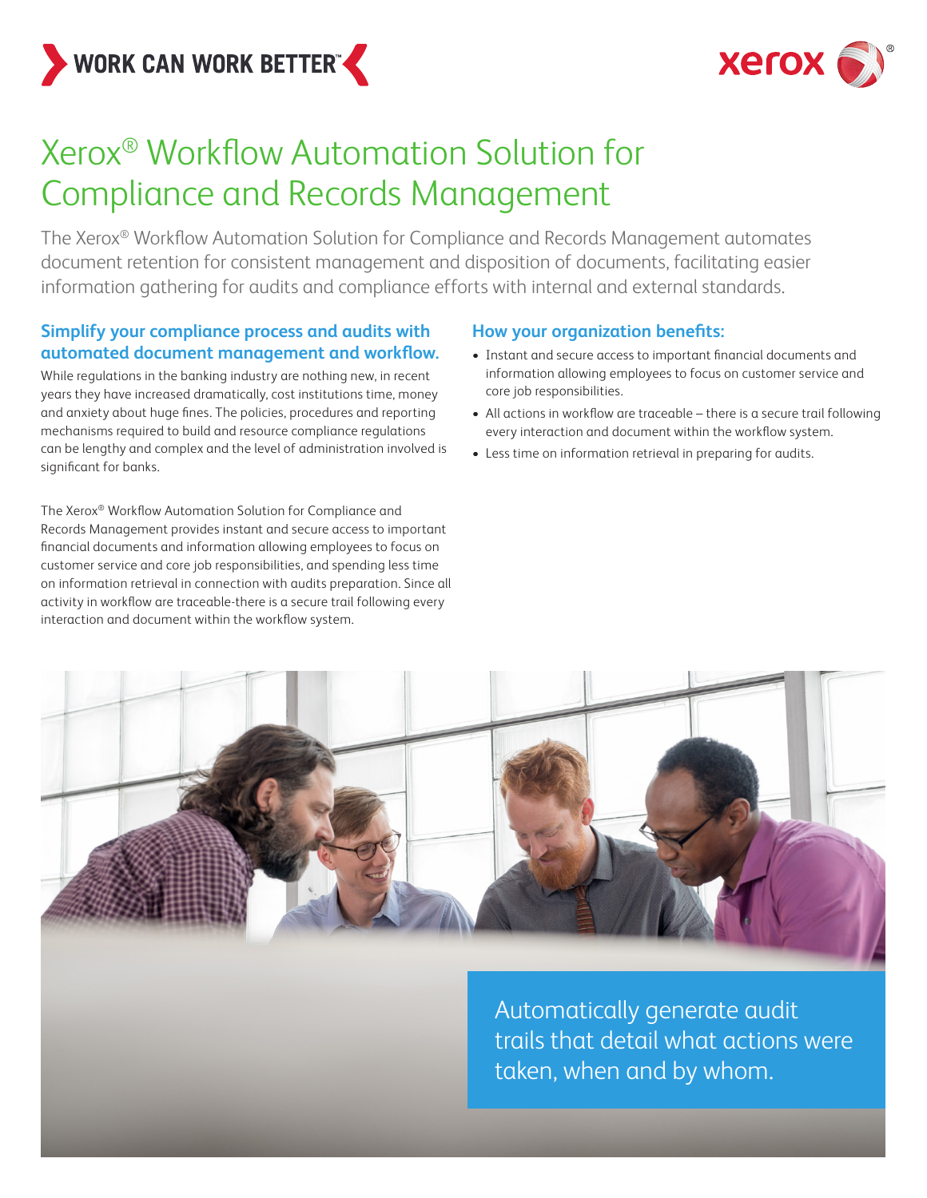WORK CAN WORK BETTER™

# Xerox® Workflow Automation Solution for Compliance and Records Management

The Xerox® Workflow Automation Solution for Compliance and Records Management automates document retention for consistent management and disposition of documents, facilitating easier information gathering for audits and compliance efforts with internal and external standards.

## Simplify your compliance process and audits with automated document management and workflow.

While regulations in the banking industry are nothing new, in recent years they have increased dramatically, cost institutions time, money and anxiety about huge fines. The policies, procedures and reporting mechanisms required to build and resource compliance regulations can be lengthy and complex and the level of administration involved is significant for banks.

The Xerox® Workflow Automation Solution for Compliance and Records Management provides instant and secure access to important financial documents and information allowing employees to focus on customer service and core job responsibilities, and spending less time on information retrieval in connection with audits preparation. Since all activity in workflow are traceable-there is a secure trail following every interaction and document within the workflow system.

## How your organization benefits:

- Instant and secure access to important financial documents and information allowing employees to focus on customer service and core job responsibilities.
- All actions in workflow are traceable – there is a secure trail following every interaction and document within the workflow system.
- Less time on information retrieval in preparing for audits.

Automatically generate audit trails that detail what actions were taken, when and by whom.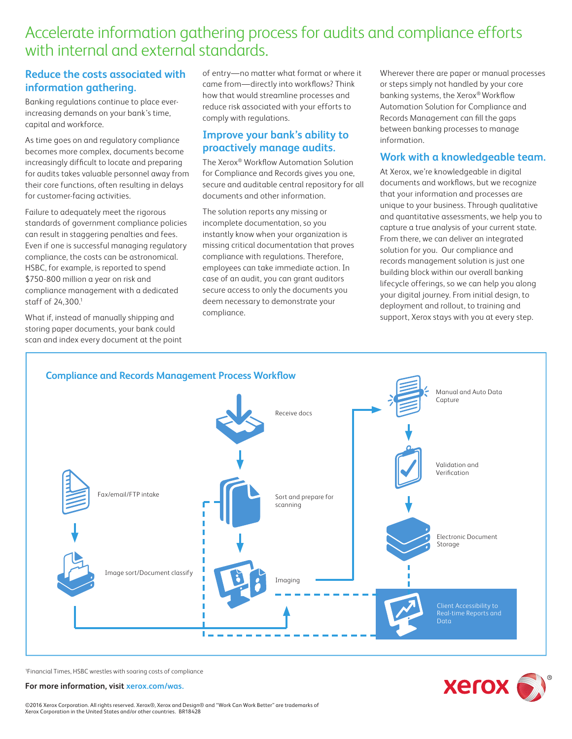# Accelerate information gathering process for audits and compliance efforts with internal and external standards.

## Reduce the costs associated with information gathering.

Banking regulations continue to place ever-increasing demands on your bank's time, capital and workforce.

As time goes on and regulatory compliance becomes more complex, documents become increasingly difficult to locate and preparing for audits takes valuable personnel away from their core functions, often resulting in delays for customer-facing activities.

Failure to adequately meet the rigorous standards of government compliance policies can result in staggering penalties and fees. Even if one is successful managing regulatory compliance, the costs can be astronomical. HSBC, for example, is reported to spend $750-800 million a year on risk and compliance management with a dedicated staff of 24,300.[1]

What if, instead of manually shipping and storing paper documents, your bank could scan and index every document at the point of entry—no matter what format or where it came from—directly into workflows? Think how that would streamline processes and reduce risk associated with your efforts to comply with regulations.

## Improve your bank's ability to proactively manage audits.

The Xerox® Workflow Automation Solution for Compliance and Records gives you one, secure and auditable central repository for all documents and other information.

The solution reports any missing or incomplete documentation, so you instantly know when your organization is missing critical documentation that proves compliance with regulations. Therefore, employees can take immediate action. In case of an audit, you can grant auditors secure access to only the documents you deem necessary to demonstrate your compliance.

Wherever there are paper or manual processes or steps simply not handled by your core banking systems, the Xerox® Workflow Automation Solution for Compliance and Records Management can fill the gaps between banking processes to manage information.

## Work with a knowledgeable team.

At Xerox, we're knowledgeable in digital documents and workflows, but we recognize that your information and processes are unique to your business. Through qualitative and quantitative assessments, we help you to capture a true analysis of your current state. From there, we can deliver an integrated solution for you. Our compliance and records management solution is just one building block within our overall banking lifecycle offerings, so we can help you along your digital journey. From initial design, to deployment and rollout, to training and support, Xerox stays with you at every step.

### Compliance and Records Management Process Workflow

Receive docs

Sort and prepare for scanning

Imaging

Fax/email/FTP intake

Image sort/Document classify

Manual and Auto Data Capture

Validation and Verification

Electronic Document Storage

Client Accessibility to Real-time Reports and Data

[1] Financial Times, HSBC wrestles with soaring costs of compliance

**For more information, visit xerox.com/was.**

©2016 Xerox Corporation. All rights reserved. Xerox®, Xerox and Design® and "Work Can Work Better" are trademarks of Xerox Corporation in the United States and/or other countries. BR18428